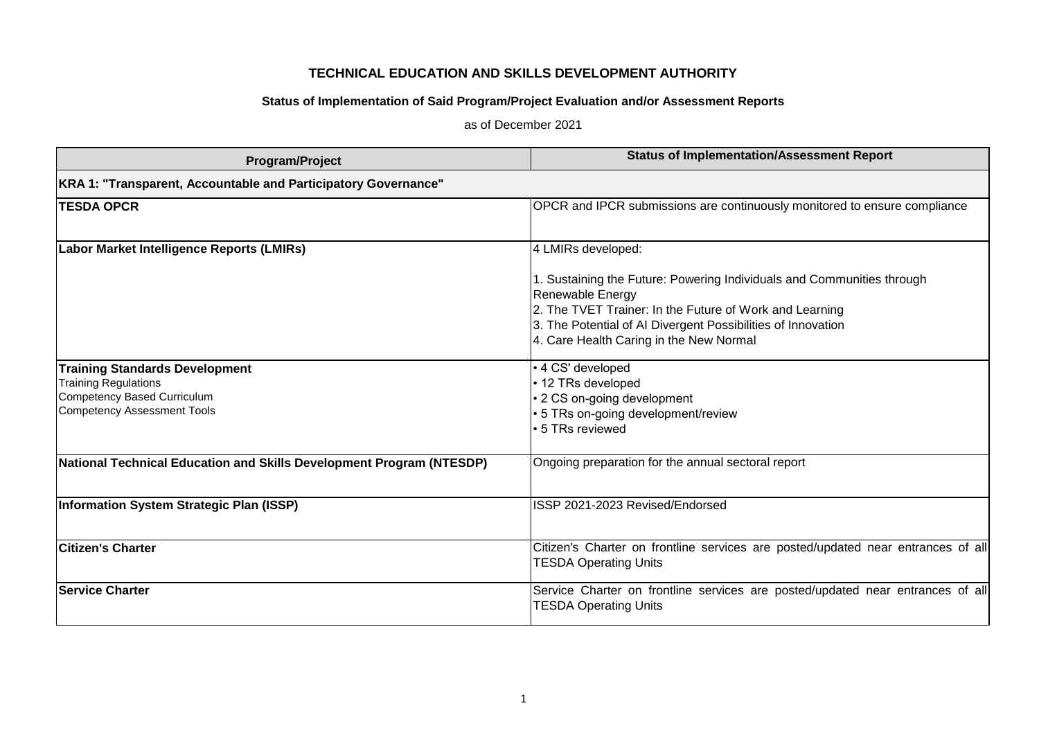# TECHNICAL EDUCATION AND SKILLS DEVELOPMENT AUTHORITY

## Status of Implementation of Said Program/Project Evaluation and/or Assessment Reports

as of December 2021

| Program/Project | Status of Implementation/Assessment Report |
|---|---|
| **KRA 1: "Transparent, Accountable and Participatory Governance"** | |
| **TESDA OPCR** | OPCR and IPCR submissions are continuously monitored to ensure compliance |
| **Labor Market Intelligence Reports (LMIRs)** | 4 LMIRs developed:<br><br>1. Sustaining the Future: Powering Individuals and Communities through Renewable Energy<br>2. The TVET Trainer: In the Future of Work and Learning<br>3. The Potential of AI Divergent Possibilities of Innovation<br>4. Care Health Caring in the New Normal |
| **Training Standards Development**<br>Training Regulations<br>Competency Based Curriculum<br>Competency Assessment Tools | • 4 CS' developed<br>• 12 TRs developed<br>• 2 CS on-going development<br>• 5 TRs on-going development/review<br>• 5 TRs reviewed |
| **National Technical Education and Skills Development Program (NTESDP)** | Ongoing preparation for the annual sectoral report |
| **Information System Strategic Plan (ISSP)** | ISSP 2021-2023 Revised/Endorsed |
| **Citizen's Charter** | Citizen's Charter on frontline services are posted/updated near entrances of all TESDA Operating Units |
| **Service Charter** | Service Charter on frontline services are posted/updated near entrances of all TESDA Operating Units |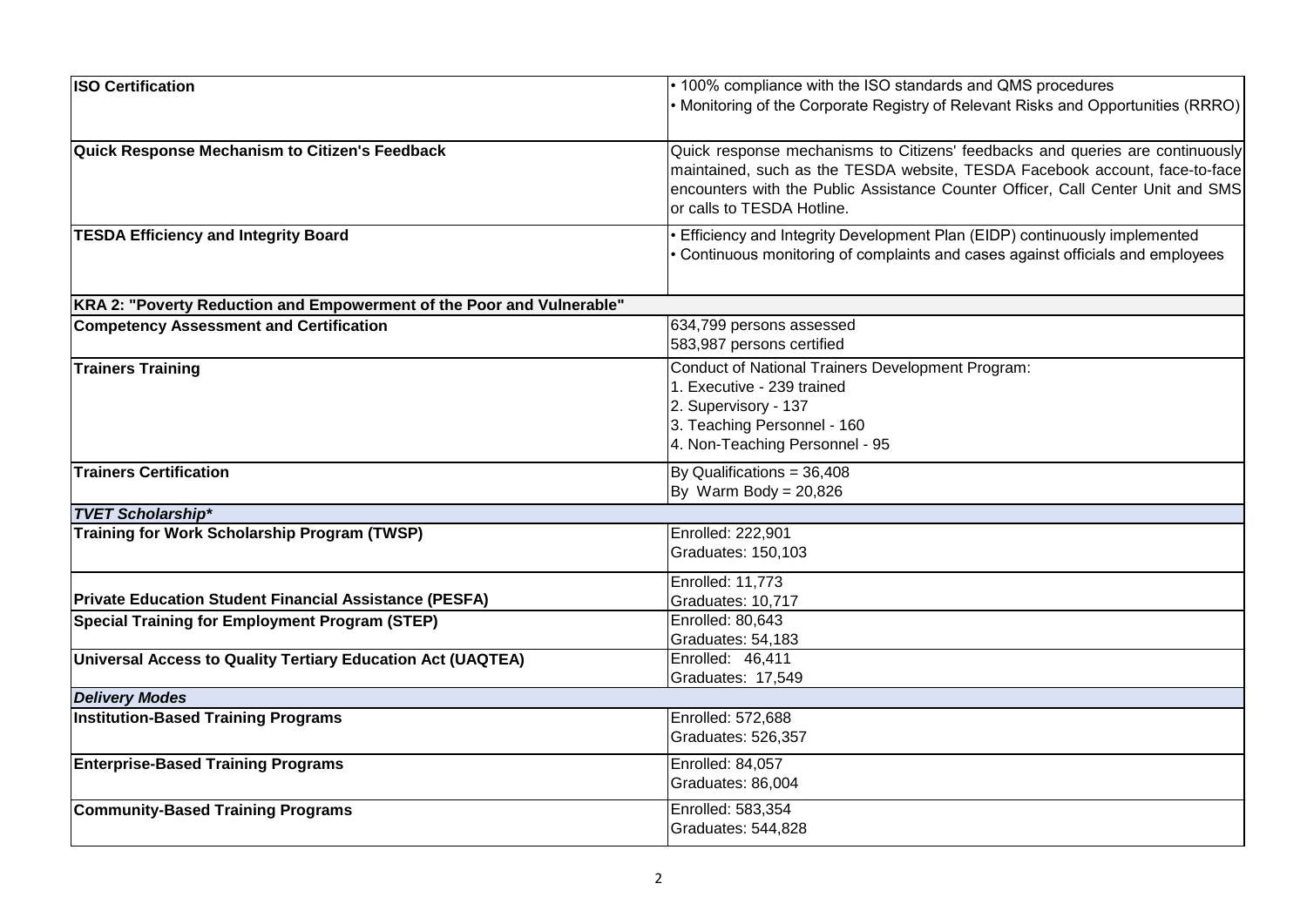| | |
|---|---|
| **ISO Certification** | • 100% compliance with the ISO standards and QMS procedures<br>• Monitoring of the Corporate Registry of Relevant Risks and Opportunities (RRRO) |
| **Quick Response Mechanism to Citizen's Feedback** | Quick response mechanisms to Citizens' feedbacks and queries are continuously maintained, such as the TESDA website, TESDA Facebook account, face-to-face encounters with the Public Assistance Counter Officer, Call Center Unit and SMS or calls to TESDA Hotline. |
| **TESDA Efficiency and Integrity Board** | • Efficiency and Integrity Development Plan (EIDP) continuously implemented<br>• Continuous monitoring of complaints and cases against officials and employees |
| **KRA 2: "Poverty Reduction and Empowerment of the Poor and Vulnerable"** | |
| **Competency Assessment and Certification** | 634,799 persons assessed<br>583,987 persons certified |
| **Trainers Training** | Conduct of National Trainers Development Program:<br>1. Executive - 239 trained<br>2. Supervisory - 137<br>3. Teaching Personnel - 160<br>4. Non-Teaching Personnel - 95 |
| **Trainers Certification** | By Qualifications = 36,408<br>By Warm Body = 20,826 |
| ***TVET Scholarship**** | |
| **Training for Work Scholarship Program (TWSP)** | Enrolled: 222,901<br>Graduates: 150,103 |
| **Private Education Student Financial Assistance (PESFA)** | Enrolled: 11,773<br>Graduates: 10,717 |
| **Special Training for Employment Program (STEP)** | Enrolled: 80,643<br>Graduates: 54,183 |
| **Universal Access to Quality Tertiary Education Act (UAQTEA)** | Enrolled: 46,411<br>Graduates: 17,549 |
| ***Delivery Modes*** | |
| **Institution-Based Training Programs** | Enrolled: 572,688<br>Graduates: 526,357 |
| **Enterprise-Based Training Programs** | Enrolled: 84,057<br>Graduates: 86,004 |
| **Community-Based Training Programs** | Enrolled: 583,354<br>Graduates: 544,828 |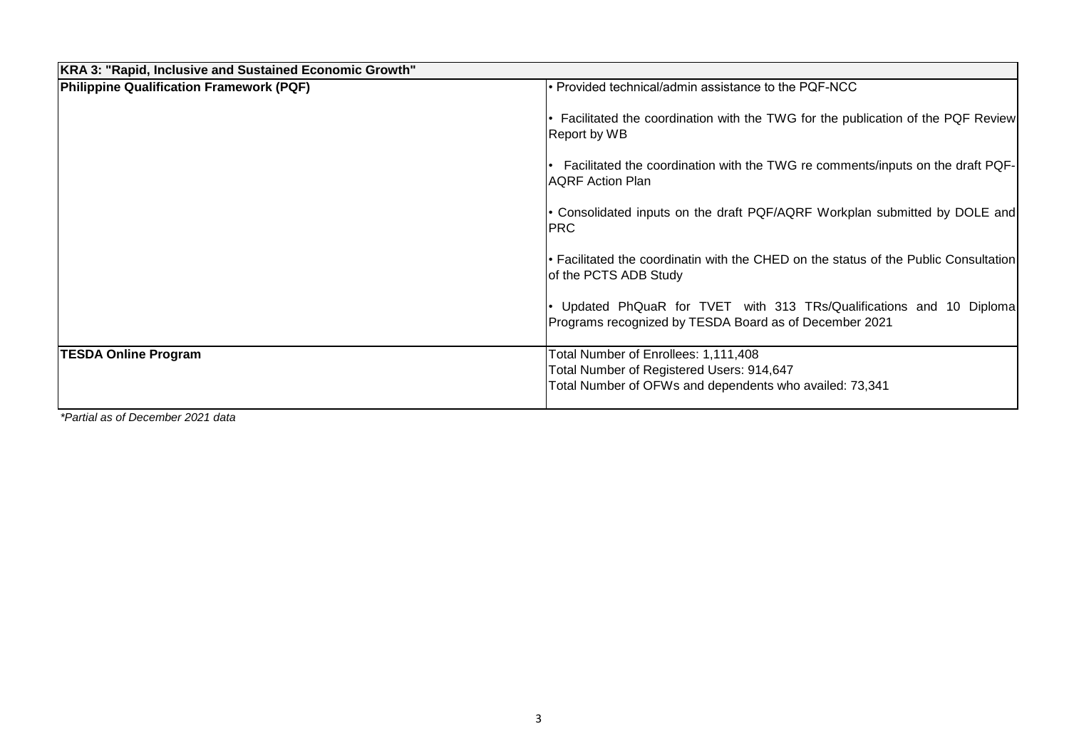| KRA 3: "Rapid, Inclusive and Sustained Economic Growth" | |
|---|---|
| **Philippine Qualification Framework (PQF)** | • Provided technical/admin assistance to the PQF-NCC<br><br>• Facilitated the coordination with the TWG for the publication of the PQF Review Report by WB<br><br>• Facilitated the coordination with the TWG re comments/inputs on the draft PQF-AQRF Action Plan<br><br>• Consolidated inputs on the draft PQF/AQRF Workplan submitted by DOLE and PRC<br><br>• Facilitated the coordinatin with the CHED on the status of the Public Consultation of the PCTS ADB Study<br><br>• Updated PhQuaR for TVET with 313 TRs/Qualifications and 10 Diploma Programs recognized by TESDA Board as of December 2021 |
| **TESDA Online Program** | Total Number of Enrollees: 1,111,408<br>Total Number of Registered Users: 914,647<br>Total Number of OFWs and dependents who availed: 73,341 |

*\*Partial as of December 2021 data*